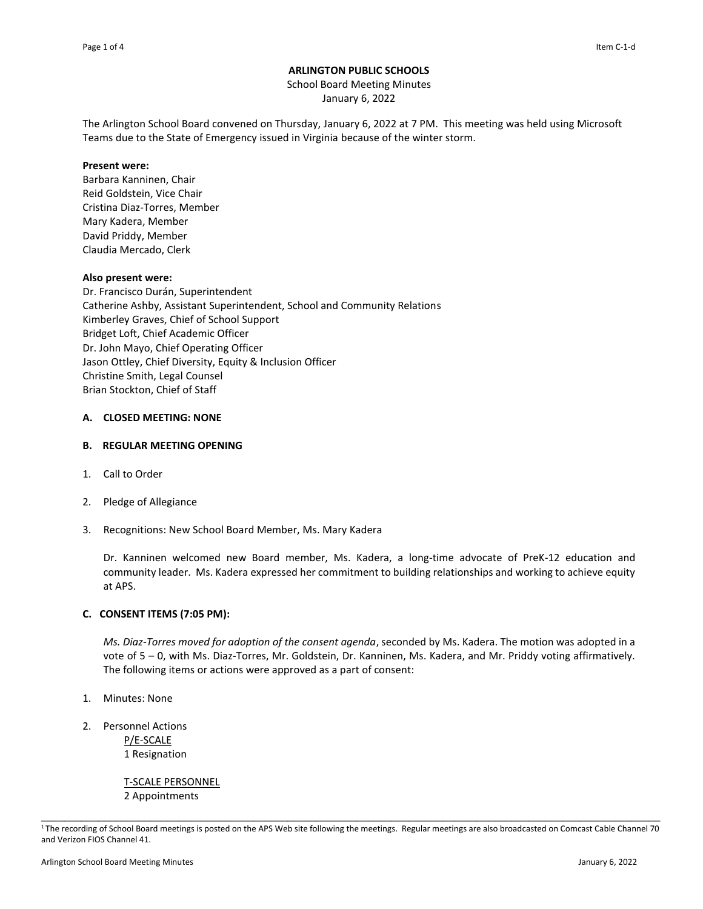**ARLINGTON PUBLIC SCHOOLS**

School Board Meeting Minutes

January 6, 2022

The Arlington School Board convened on Thursday, January 6, 2022 at 7 PM. This meeting was held using Microsoft Teams due to the State of Emergency issued in Virginia because of the winter storm.

**Present were:**
Barbara Kanninen, Chair
Reid Goldstein, Vice Chair
Cristina Diaz-Torres, Member
Mary Kadera, Member
David Priddy, Member
Claudia Mercado, Clerk

**Also present were:**
Dr. Francisco Durán, Superintendent
Catherine Ashby, Assistant Superintendent, School and Community Relations
Kimberley Graves, Chief of School Support
Bridget Loft, Chief Academic Officer
Dr. John Mayo, Chief Operating Officer
Jason Ottley, Chief Diversity, Equity & Inclusion Officer
Christine Smith, Legal Counsel
Brian Stockton, Chief of Staff

**A. CLOSED MEETING: NONE**

**B. REGULAR MEETING OPENING**

1. Call to Order

2. Pledge of Allegiance

3. Recognitions: New School Board Member, Ms. Mary Kadera

   Dr. Kanninen welcomed new Board member, Ms. Kadera, a long-time advocate of PreK-12 education and community leader. Ms. Kadera expressed her commitment to building relationships and working to achieve equity at APS.

**C. CONSENT ITEMS (7:05 PM):**

*Ms. Diaz-Torres moved for adoption of the consent agenda*, seconded by Ms. Kadera. The motion was adopted in a vote of 5 – 0, with Ms. Diaz-Torres, Mr. Goldstein, Dr. Kanninen, Ms. Kadera, and Mr. Priddy voting affirmatively. The following items or actions were approved as a part of consent:

1. Minutes: None

2. Personnel Actions

   P/E-SCALE
   1 Resignation

   T-SCALE PERSONNEL
   2 Appointments

---

[1] The recording of School Board meetings is posted on the APS Web site following the meetings. Regular meetings are also broadcasted on Comcast Cable Channel 70 and Verizon FIOS Channel 41.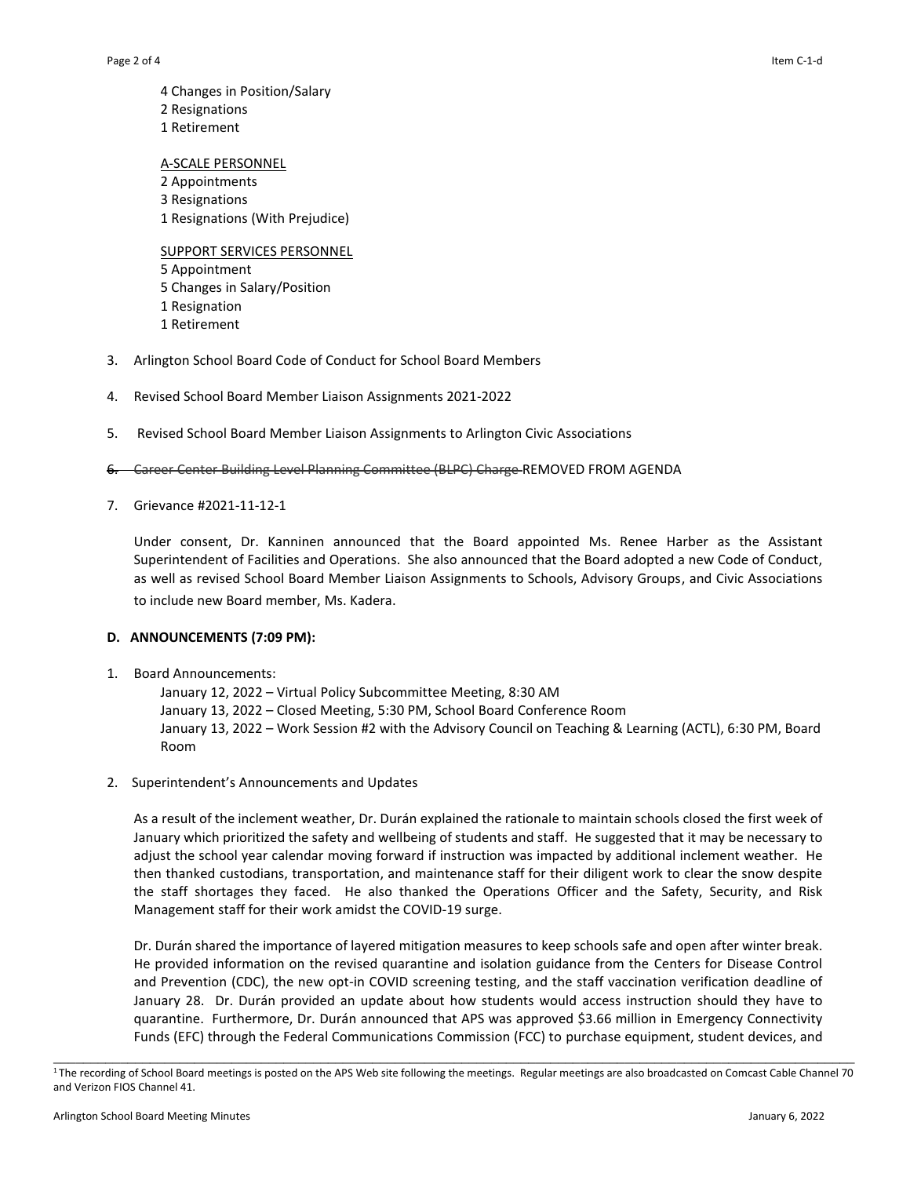4 Changes in Position/Salary
2 Resignations
1 Retirement

A-SCALE PERSONNEL
2 Appointments
3 Resignations
1 Resignations (With Prejudice)

SUPPORT SERVICES PERSONNEL
5 Appointment
5 Changes in Salary/Position
1 Resignation
1 Retirement

3. Arlington School Board Code of Conduct for School Board Members

4. Revised School Board Member Liaison Assignments 2021-2022

5. Revised School Board Member Liaison Assignments to Arlington Civic Associations

6. ~~Career Center Building Level Planning Committee (BLPC) Charge~~ REMOVED FROM AGENDA

7. Grievance #2021-11-12-1

   Under consent, Dr. Kanninen announced that the Board appointed Ms. Renee Harber as the Assistant Superintendent of Facilities and Operations. She also announced that the Board adopted a new Code of Conduct, as well as revised School Board Member Liaison Assignments to Schools, Advisory Groups, and Civic Associations to include new Board member, Ms. Kadera.

**D. ANNOUNCEMENTS (7:09 PM):**

1. Board Announcements:
   January 12, 2022 – Virtual Policy Subcommittee Meeting, 8:30 AM
   January 13, 2022 – Closed Meeting, 5:30 PM, School Board Conference Room
   January 13, 2022 – Work Session #2 with the Advisory Council on Teaching & Learning (ACTL), 6:30 PM, Board Room

2. Superintendent's Announcements and Updates

   As a result of the inclement weather, Dr. Durán explained the rationale to maintain schools closed the first week of January which prioritized the safety and wellbeing of students and staff. He suggested that it may be necessary to adjust the school year calendar moving forward if instruction was impacted by additional inclement weather. He then thanked custodians, transportation, and maintenance staff for their diligent work to clear the snow despite the staff shortages they faced. He also thanked the Operations Officer and the Safety, Security, and Risk Management staff for their work amidst the COVID-19 surge.

   Dr. Durán shared the importance of layered mitigation measures to keep schools safe and open after winter break. He provided information on the revised quarantine and isolation guidance from the Centers for Disease Control and Prevention (CDC), the new opt-in COVID screening testing, and the staff vaccination verification deadline of January 28. Dr. Durán provided an update about how students would access instruction should they have to quarantine. Furthermore, Dr. Durán announced that APS was approved $3.66 million in Emergency Connectivity Funds (EFC) through the Federal Communications Commission (FCC) to purchase equipment, student devices, and

[1] The recording of School Board meetings is posted on the APS Web site following the meetings. Regular meetings are also broadcasted on Comcast Cable Channel 70 and Verizon FIOS Channel 41.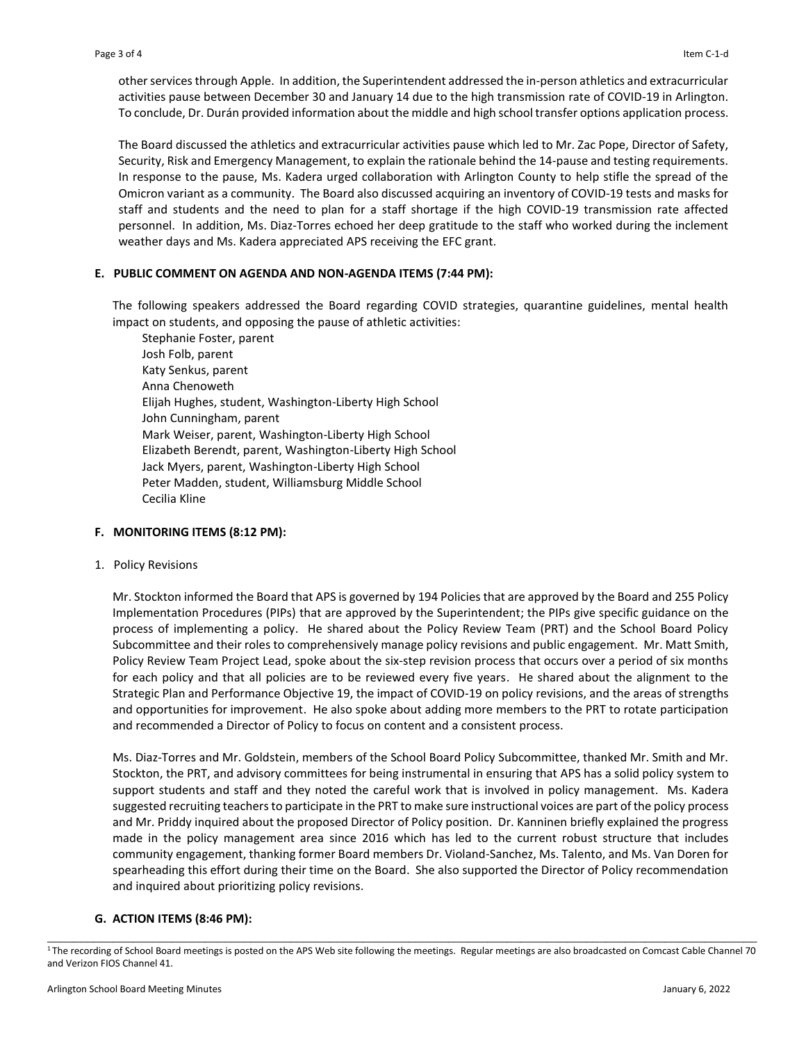other services through Apple. In addition, the Superintendent addressed the in-person athletics and extracurricular activities pause between December 30 and January 14 due to the high transmission rate of COVID-19 in Arlington. To conclude, Dr. Durán provided information about the middle and high school transfer options application process.

The Board discussed the athletics and extracurricular activities pause which led to Mr. Zac Pope, Director of Safety, Security, Risk and Emergency Management, to explain the rationale behind the 14-pause and testing requirements. In response to the pause, Ms. Kadera urged collaboration with Arlington County to help stifle the spread of the Omicron variant as a community. The Board also discussed acquiring an inventory of COVID-19 tests and masks for staff and students and the need to plan for a staff shortage if the high COVID-19 transmission rate affected personnel. In addition, Ms. Diaz-Torres echoed her deep gratitude to the staff who worked during the inclement weather days and Ms. Kadera appreciated APS receiving the EFC grant.

### E. PUBLIC COMMENT ON AGENDA AND NON-AGENDA ITEMS (7:44 PM):

The following speakers addressed the Board regarding COVID strategies, quarantine guidelines, mental health impact on students, and opposing the pause of athletic activities:

Stephanie Foster, parent
Josh Folb, parent
Katy Senkus, parent
Anna Chenoweth
Elijah Hughes, student, Washington-Liberty High School
John Cunningham, parent
Mark Weiser, parent, Washington-Liberty High School
Elizabeth Berendt, parent, Washington-Liberty High School
Jack Myers, parent, Washington-Liberty High School
Peter Madden, student, Williamsburg Middle School
Cecilia Kline

### F. MONITORING ITEMS (8:12 PM):

1. Policy Revisions

Mr. Stockton informed the Board that APS is governed by 194 Policies that are approved by the Board and 255 Policy Implementation Procedures (PIPs) that are approved by the Superintendent; the PIPs give specific guidance on the process of implementing a policy. He shared about the Policy Review Team (PRT) and the School Board Policy Subcommittee and their roles to comprehensively manage policy revisions and public engagement. Mr. Matt Smith, Policy Review Team Project Lead, spoke about the six-step revision process that occurs over a period of six months for each policy and that all policies are to be reviewed every five years. He shared about the alignment to the Strategic Plan and Performance Objective 19, the impact of COVID-19 on policy revisions, and the areas of strengths and opportunities for improvement. He also spoke about adding more members to the PRT to rotate participation and recommended a Director of Policy to focus on content and a consistent process.

Ms. Diaz-Torres and Mr. Goldstein, members of the School Board Policy Subcommittee, thanked Mr. Smith and Mr. Stockton, the PRT, and advisory committees for being instrumental in ensuring that APS has a solid policy system to support students and staff and they noted the careful work that is involved in policy management. Ms. Kadera suggested recruiting teachers to participate in the PRT to make sure instructional voices are part of the policy process and Mr. Priddy inquired about the proposed Director of Policy position. Dr. Kanninen briefly explained the progress made in the policy management area since 2016 which has led to the current robust structure that includes community engagement, thanking former Board members Dr. Violand-Sanchez, Ms. Talento, and Ms. Van Doren for spearheading this effort during their time on the Board. She also supported the Director of Policy recommendation and inquired about prioritizing policy revisions.

### G. ACTION ITEMS (8:46 PM):

---

[1] The recording of School Board meetings is posted on the APS Web site following the meetings. Regular meetings are also broadcasted on Comcast Cable Channel 70 and Verizon FIOS Channel 41.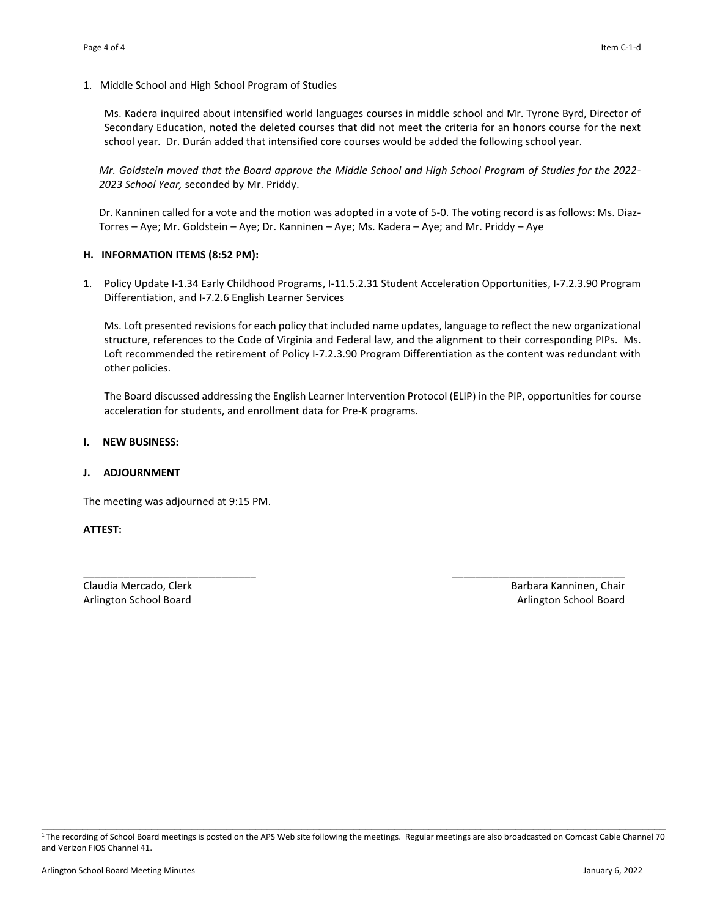1. Middle School and High School Program of Studies

   Ms. Kadera inquired about intensified world languages courses in middle school and Mr. Tyrone Byrd, Director of Secondary Education, noted the deleted courses that did not meet the criteria for an honors course for the next school year. Dr. Durán added that intensified core courses would be added the following school year.

   *Mr. Goldstein moved that the Board approve the Middle School and High School Program of Studies for the 2022-2023 School Year,* seconded by Mr. Priddy.

   Dr. Kanninen called for a vote and the motion was adopted in a vote of 5-0. The voting record is as follows: Ms. Diaz-Torres – Aye; Mr. Goldstein – Aye; Dr. Kanninen – Aye; Ms. Kadera – Aye; and Mr. Priddy – Aye

**H. INFORMATION ITEMS (8:52 PM):**

1. Policy Update I-1.34 Early Childhood Programs, I-11.5.2.31 Student Acceleration Opportunities, I-7.2.3.90 Program Differentiation, and I-7.2.6 English Learner Services

   Ms. Loft presented revisions for each policy that included name updates, language to reflect the new organizational structure, references to the Code of Virginia and Federal law, and the alignment to their corresponding PIPs. Ms. Loft recommended the retirement of Policy I-7.2.3.90 Program Differentiation as the content was redundant with other policies.

   The Board discussed addressing the English Learner Intervention Protocol (ELIP) in the PIP, opportunities for course acceleration for students, and enrollment data for Pre-K programs.

**I. NEW BUSINESS:**

**J. ADJOURNMENT**

The meeting was adjourned at 9:15 PM.

**ATTEST:**

______________________________
Claudia Mercado, Clerk
Arlington School Board

______________________________
Barbara Kanninen, Chair
Arlington School Board

[1] The recording of School Board meetings is posted on the APS Web site following the meetings. Regular meetings are also broadcasted on Comcast Cable Channel 70 and Verizon FIOS Channel 41.